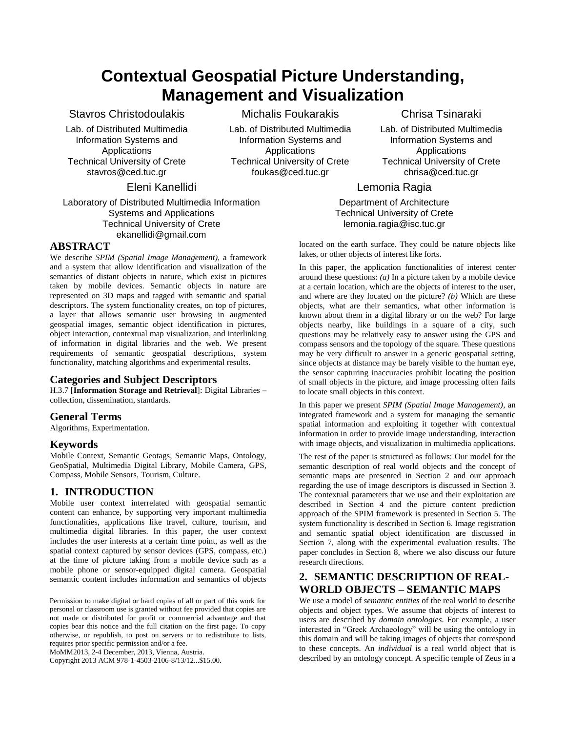# Contextual Geospatial Picture Understanding, Management and Visualization

Stavros Christodoulakis
Lab. of Distributed Multimedia Information Systems and Applications
Technical University of Crete
stavros@ced.tuc.gr

Michalis Foukarakis
Lab. of Distributed Multimedia Information Systems and Applications
Technical University of Crete
foukas@ced.tuc.gr

Chrisa Tsinaraki
Lab. of Distributed Multimedia Information Systems and Applications
Technical University of Crete
chrisa@ced.tuc.gr

Eleni Kanellidi
Laboratory of Distributed Multimedia Information Systems and Applications
Technical University of Crete
ekanellidi@gmail.com

Lemonia Ragia
Department of Architecture
Technical University of Crete
lemonia.ragia@isc.tuc.gr

## ABSTRACT

We describe *SPIM (Spatial Image Management)*, a framework and a system that allow identification and visualization of the semantics of distant objects in nature, which exist in pictures taken by mobile devices. Semantic objects in nature are represented on 3D maps and tagged with semantic and spatial descriptors. The system functionality creates, on top of pictures, a layer that allows semantic user browsing in augmented geospatial images, semantic object identification in pictures, object interaction, contextual map visualization, and interlinking of information in digital libraries and the web. We present requirements of semantic geospatial descriptions, system functionality, matching algorithms and experimental results.

### Categories and Subject Descriptors

H.3.7 [**Information Storage and Retrieval**]: Digital Libraries – collection, dissemination, standards.

### General Terms

Algorithms, Experimentation.

### Keywords

Mobile Context, Semantic Geotags, Semantic Maps, Ontology, GeoSpatial, Multimedia Digital Library, Mobile Camera, GPS, Compass, Mobile Sensors, Tourism, Culture.

## 1. INTRODUCTION

Mobile user context interrelated with geospatial semantic content can enhance, by supporting very important multimedia functionalities, applications like travel, culture, tourism, and multimedia digital libraries. In this paper, the user context includes the user interests at a certain time point, as well as the spatial context captured by sensor devices (GPS, compass, etc.) at the time of picture taking from a mobile device such as a mobile phone or sensor-equipped digital camera. Geospatial semantic content includes information and semantics of objects located on the earth surface. They could be nature objects like lakes, or other objects of interest like forts.

In this paper, the application functionalities of interest center around these questions: *(a)* In a picture taken by a mobile device at a certain location, which are the objects of interest to the user, and where are they located on the picture? *(b)* Which are these objects, what are their semantics, what other information is known about them in a digital library or on the web? For large objects nearby, like buildings in a square of a city, such questions may be relatively easy to answer using the GPS and compass sensors and the topology of the square. These questions may be very difficult to answer in a generic geospatial setting, since objects at distance may be barely visible to the human eye, the sensor capturing inaccuracies prohibit locating the position of small objects in the picture, and image processing often fails to locate small objects in this context.

In this paper we present *SPIM (Spatial Image Management)*, an integrated framework and a system for managing the semantic spatial information and exploiting it together with contextual information in order to provide image understanding, interaction with image objects, and visualization in multimedia applications.

The rest of the paper is structured as follows: Our model for the semantic description of real world objects and the concept of semantic maps are presented in Section 2 and our approach regarding the use of image descriptors is discussed in Section 3. The contextual parameters that we use and their exploitation are described in Section 4 and the picture content prediction approach of the SPIM framework is presented in Section 5. The system functionality is described in Section 6. Image registration and semantic spatial object identification are discussed in Section 7, along with the experimental evaluation results. The paper concludes in Section 8, where we also discuss our future research directions.

## 2. SEMANTIC DESCRIPTION OF REAL-WORLD OBJECTS – SEMANTIC MAPS

We use a model of *semantic entities* of the real world to describe objects and object types. We assume that objects of interest to users are described by *domain ontologies*. For example, a user interested in "Greek Archaeology" will be using the ontology in this domain and will be taking images of objects that correspond to these concepts. An *individual* is a real world object that is described by an ontology concept. A specific temple of Zeus in a

Permission to make digital or hard copies of all or part of this work for personal or classroom use is granted without fee provided that copies are not made or distributed for profit or commercial advantage and that copies bear this notice and the full citation on the first page. To copy otherwise, or republish, to post on servers or to redistribute to lists, requires prior specific permission and/or a fee.
MoMM2013, 2-4 December, 2013, Vienna, Austria.
Copyright 2013 ACM 978-1-4503-2106-8/13/12...$15.00.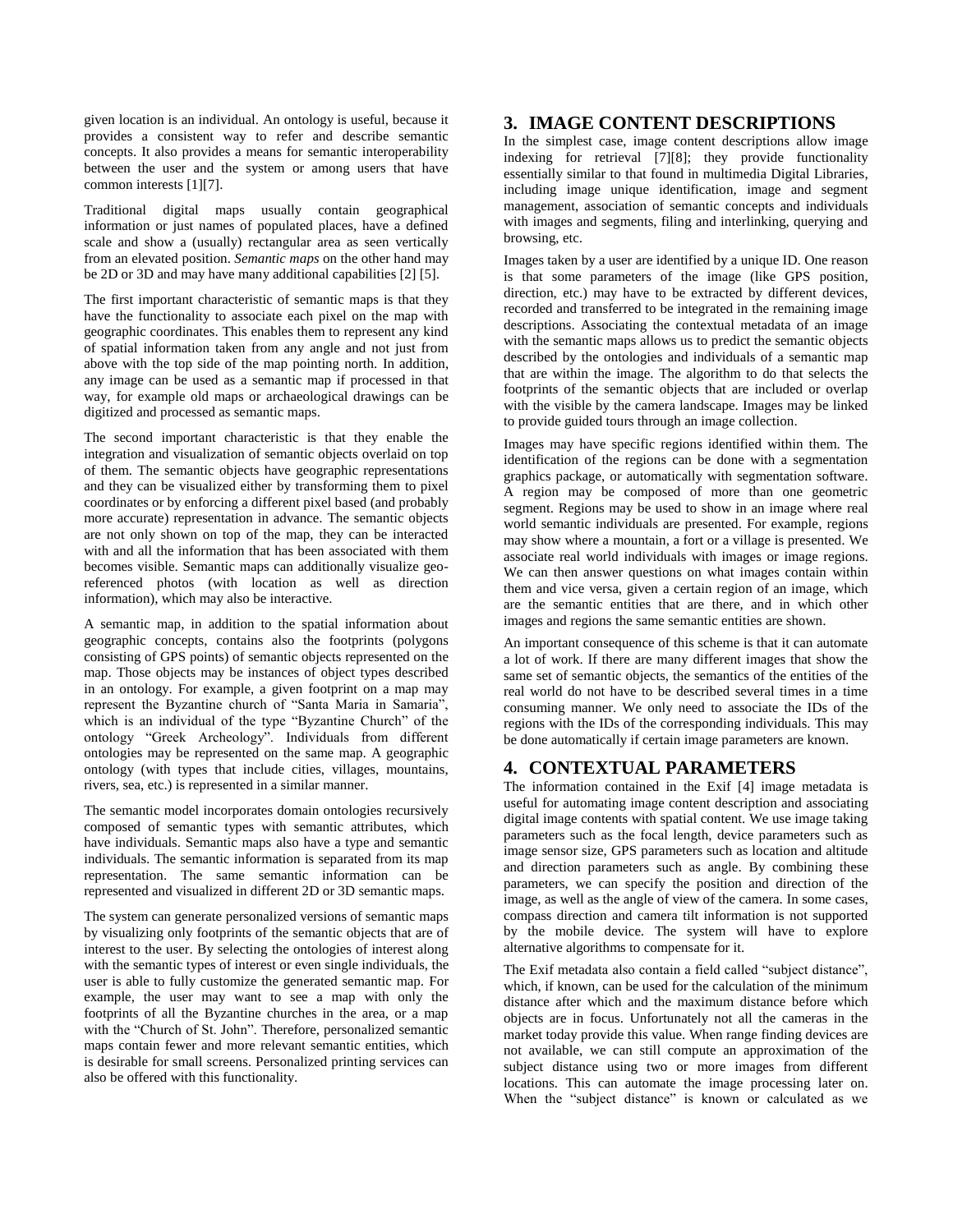given location is an individual. An ontology is useful, because it provides a consistent way to refer and describe semantic concepts. It also provides a means for semantic interoperability between the user and the system or among users that have common interests [1][7].

Traditional digital maps usually contain geographical information or just names of populated places, have a defined scale and show a (usually) rectangular area as seen vertically from an elevated position. *Semantic maps* on the other hand may be 2D or 3D and may have many additional capabilities [2] [5].

The first important characteristic of semantic maps is that they have the functionality to associate each pixel on the map with geographic coordinates. This enables them to represent any kind of spatial information taken from any angle and not just from above with the top side of the map pointing north. In addition, any image can be used as a semantic map if processed in that way, for example old maps or archaeological drawings can be digitized and processed as semantic maps.

The second important characteristic is that they enable the integration and visualization of semantic objects overlaid on top of them. The semantic objects have geographic representations and they can be visualized either by transforming them to pixel coordinates or by enforcing a different pixel based (and probably more accurate) representation in advance. The semantic objects are not only shown on top of the map, they can be interacted with and all the information that has been associated with them becomes visible. Semantic maps can additionally visualize geo-referenced photos (with location as well as direction information), which may also be interactive.

A semantic map, in addition to the spatial information about geographic concepts, contains also the footprints (polygons consisting of GPS points) of semantic objects represented on the map. Those objects may be instances of object types described in an ontology. For example, a given footprint on a map may represent the Byzantine church of "Santa Maria in Samaria", which is an individual of the type "Byzantine Church" of the ontology "Greek Archeology". Individuals from different ontologies may be represented on the same map. A geographic ontology (with types that include cities, villages, mountains, rivers, sea, etc.) is represented in a similar manner.

The semantic model incorporates domain ontologies recursively composed of semantic types with semantic attributes, which have individuals. Semantic maps also have a type and semantic individuals. The semantic information is separated from its map representation. The same semantic information can be represented and visualized in different 2D or 3D semantic maps.

The system can generate personalized versions of semantic maps by visualizing only footprints of the semantic objects that are of interest to the user. By selecting the ontologies of interest along with the semantic types of interest or even single individuals, the user is able to fully customize the generated semantic map. For example, the user may want to see a map with only the footprints of all the Byzantine churches in the area, or a map with the "Church of St. John". Therefore, personalized semantic maps contain fewer and more relevant semantic entities, which is desirable for small screens. Personalized printing services can also be offered with this functionality.

## 3. IMAGE CONTENT DESCRIPTIONS

In the simplest case, image content descriptions allow image indexing for retrieval [7][8]; they provide functionality essentially similar to that found in multimedia Digital Libraries, including image unique identification, image and segment management, association of semantic concepts and individuals with images and segments, filing and interlinking, querying and browsing, etc.

Images taken by a user are identified by a unique ID. One reason is that some parameters of the image (like GPS position, direction, etc.) may have to be extracted by different devices, recorded and transferred to be integrated in the remaining image descriptions. Associating the contextual metadata of an image with the semantic maps allows us to predict the semantic objects described by the ontologies and individuals of a semantic map that are within the image. The algorithm to do that selects the footprints of the semantic objects that are included or overlap with the visible by the camera landscape. Images may be linked to provide guided tours through an image collection.

Images may have specific regions identified within them. The identification of the regions can be done with a segmentation graphics package, or automatically with segmentation software. A region may be composed of more than one geometric segment. Regions may be used to show in an image where real world semantic individuals are presented. For example, regions may show where a mountain, a fort or a village is presented. We associate real world individuals with images or image regions. We can then answer questions on what images contain within them and vice versa, given a certain region of an image, which are the semantic entities that are there, and in which other images and regions the same semantic entities are shown.

An important consequence of this scheme is that it can automate a lot of work. If there are many different images that show the same set of semantic objects, the semantics of the entities of the real world do not have to be described several times in a time consuming manner. We only need to associate the IDs of the regions with the IDs of the corresponding individuals. This may be done automatically if certain image parameters are known.

## 4. CONTEXTUAL PARAMETERS

The information contained in the Exif [4] image metadata is useful for automating image content description and associating digital image contents with spatial content. We use image taking parameters such as the focal length, device parameters such as image sensor size, GPS parameters such as location and altitude and direction parameters such as angle. By combining these parameters, we can specify the position and direction of the image, as well as the angle of view of the camera. In some cases, compass direction and camera tilt information is not supported by the mobile device. The system will have to explore alternative algorithms to compensate for it.

The Exif metadata also contain a field called "subject distance", which, if known, can be used for the calculation of the minimum distance after which and the maximum distance before which objects are in focus. Unfortunately not all the cameras in the market today provide this value. When range finding devices are not available, we can still compute an approximation of the subject distance using two or more images from different locations. This can automate the image processing later on. When the "subject distance" is known or calculated as we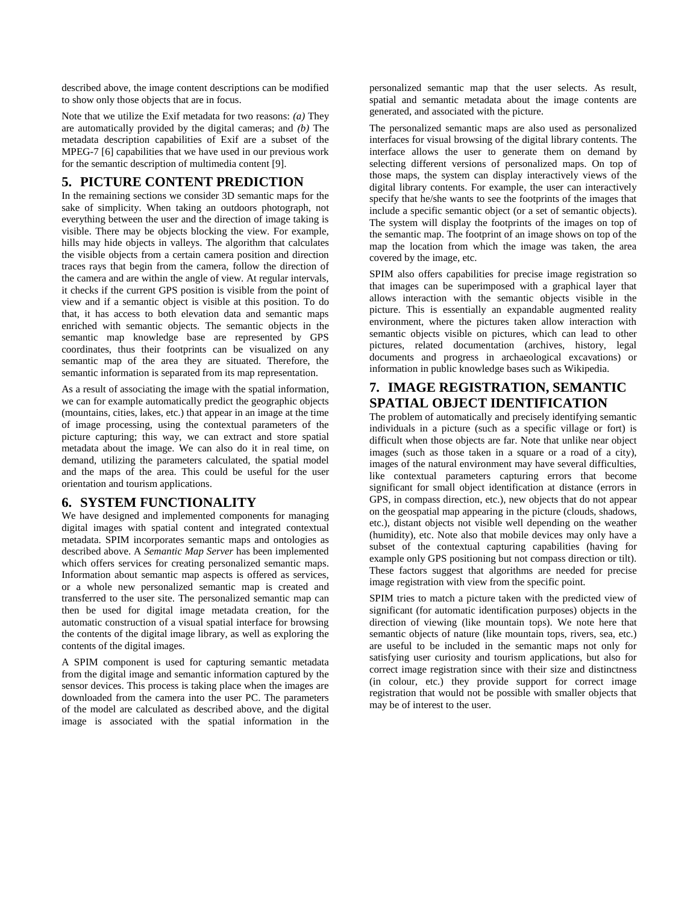described above, the image content descriptions can be modified to show only those objects that are in focus.

Note that we utilize the Exif metadata for two reasons: *(a)* They are automatically provided by the digital cameras; and *(b)* The metadata description capabilities of Exif are a subset of the MPEG-7 [6] capabilities that we have used in our previous work for the semantic description of multimedia content [9].

## 5. PICTURE CONTENT PREDICTION

In the remaining sections we consider 3D semantic maps for the sake of simplicity. When taking an outdoors photograph, not everything between the user and the direction of image taking is visible. There may be objects blocking the view. For example, hills may hide objects in valleys. The algorithm that calculates the visible objects from a certain camera position and direction traces rays that begin from the camera, follow the direction of the camera and are within the angle of view. At regular intervals, it checks if the current GPS position is visible from the point of view and if a semantic object is visible at this position. To do that, it has access to both elevation data and semantic maps enriched with semantic objects. The semantic objects in the semantic map knowledge base are represented by GPS coordinates, thus their footprints can be visualized on any semantic map of the area they are situated. Therefore, the semantic information is separated from its map representation.

As a result of associating the image with the spatial information, we can for example automatically predict the geographic objects (mountains, cities, lakes, etc.) that appear in an image at the time of image processing, using the contextual parameters of the picture capturing; this way, we can extract and store spatial metadata about the image. We can also do it in real time, on demand, utilizing the parameters calculated, the spatial model and the maps of the area. This could be useful for the user orientation and tourism applications.

## 6. SYSTEM FUNCTIONALITY

We have designed and implemented components for managing digital images with spatial content and integrated contextual metadata. SPIM incorporates semantic maps and ontologies as described above. A *Semantic Map Server* has been implemented which offers services for creating personalized semantic maps. Information about semantic map aspects is offered as services, or a whole new personalized semantic map is created and transferred to the user site. The personalized semantic map can then be used for digital image metadata creation, for the automatic construction of a visual spatial interface for browsing the contents of the digital image library, as well as exploring the contents of the digital images.

A SPIM component is used for capturing semantic metadata from the digital image and semantic information captured by the sensor devices. This process is taking place when the images are downloaded from the camera into the user PC. The parameters of the model are calculated as described above, and the digital image is associated with the spatial information in the personalized semantic map that the user selects. As result, spatial and semantic metadata about the image contents are generated, and associated with the picture.

The personalized semantic maps are also used as personalized interfaces for visual browsing of the digital library contents. The interface allows the user to generate them on demand by selecting different versions of personalized maps. On top of those maps, the system can display interactively views of the digital library contents. For example, the user can interactively specify that he/she wants to see the footprints of the images that include a specific semantic object (or a set of semantic objects). The system will display the footprints of the images on top of the semantic map. The footprint of an image shows on top of the map the location from which the image was taken, the area covered by the image, etc.

SPIM also offers capabilities for precise image registration so that images can be superimposed with a graphical layer that allows interaction with the semantic objects visible in the picture. This is essentially an expandable augmented reality environment, where the pictures taken allow interaction with semantic objects visible on pictures, which can lead to other pictures, related documentation (archives, history, legal documents and progress in archaeological excavations) or information in public knowledge bases such as Wikipedia.

## 7. IMAGE REGISTRATION, SEMANTIC SPATIAL OBJECT IDENTIFICATION

The problem of automatically and precisely identifying semantic individuals in a picture (such as a specific village or fort) is difficult when those objects are far. Note that unlike near object images (such as those taken in a square or a road of a city), images of the natural environment may have several difficulties, like contextual parameters capturing errors that become significant for small object identification at distance (errors in GPS, in compass direction, etc.), new objects that do not appear on the geospatial map appearing in the picture (clouds, shadows, etc.), distant objects not visible well depending on the weather (humidity), etc. Note also that mobile devices may only have a subset of the contextual capturing capabilities (having for example only GPS positioning but not compass direction or tilt). These factors suggest that algorithms are needed for precise image registration with view from the specific point.

SPIM tries to match a picture taken with the predicted view of significant (for automatic identification purposes) objects in the direction of viewing (like mountain tops). We note here that semantic objects of nature (like mountain tops, rivers, sea, etc.) are useful to be included in the semantic maps not only for satisfying user curiosity and tourism applications, but also for correct image registration since with their size and distinctness (in colour, etc.) they provide support for correct image registration that would not be possible with smaller objects that may be of interest to the user.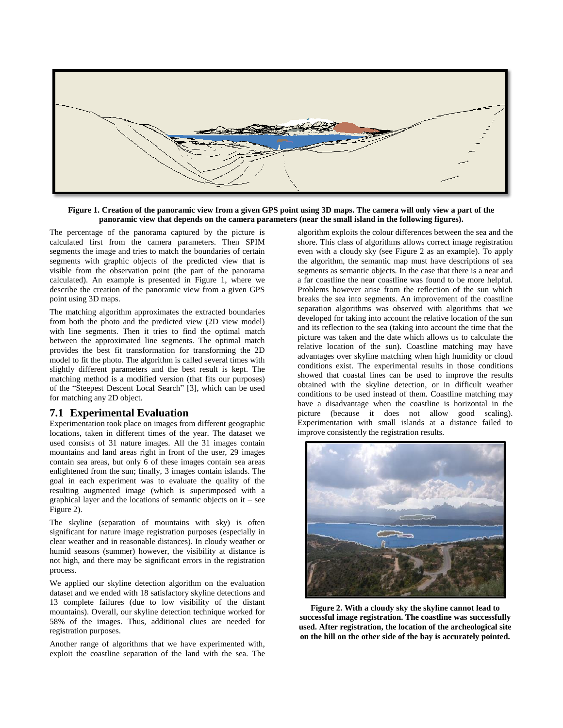**Figure 1. Creation of the panoramic view from a given GPS point using 3D maps. The camera will only view a part of the panoramic view that depends on the camera parameters (near the small island in the following figures).**

The percentage of the panorama captured by the picture is calculated first from the camera parameters. Then SPIM segments the image and tries to match the boundaries of certain segments with graphic objects of the predicted view that is visible from the observation point (the part of the panorama calculated). An example is presented in Figure 1, where we describe the creation of the panoramic view from a given GPS point using 3D maps.

The matching algorithm approximates the extracted boundaries from both the photo and the predicted view (2D view model) with line segments. Then it tries to find the optimal match between the approximated line segments. The optimal match provides the best fit transformation for transforming the 2D model to fit the photo. The algorithm is called several times with slightly different parameters and the best result is kept. The matching method is a modified version (that fits our purposes) of the "Steepest Descent Local Search" [3], which can be used for matching any 2D object.

## 7.1 Experimental Evaluation

Experimentation took place on images from different geographic locations, taken in different times of the year. The dataset we used consists of 31 nature images. All the 31 images contain mountains and land areas right in front of the user, 29 images contain sea areas, but only 6 of these images contain sea areas enlightened from the sun; finally, 3 images contain islands. The goal in each experiment was to evaluate the quality of the resulting augmented image (which is superimposed with a graphical layer and the locations of semantic objects on it – see Figure 2).

The skyline (separation of mountains with sky) is often significant for nature image registration purposes (especially in clear weather and in reasonable distances). In cloudy weather or humid seasons (summer) however, the visibility at distance is not high, and there may be significant errors in the registration process.

We applied our skyline detection algorithm on the evaluation dataset and we ended with 18 satisfactory skyline detections and 13 complete failures (due to low visibility of the distant mountains). Overall, our skyline detection technique worked for 58% of the images. Thus, additional clues are needed for registration purposes.

Another range of algorithms that we have experimented with, exploit the coastline separation of the land with the sea. The algorithm exploits the colour differences between the sea and the shore. This class of algorithms allows correct image registration even with a cloudy sky (see Figure 2 as an example). To apply the algorithm, the semantic map must have descriptions of sea segments as semantic objects. In the case that there is a near and a far coastline the near coastline was found to be more helpful. Problems however arise from the reflection of the sun which breaks the sea into segments. An improvement of the coastline separation algorithms was observed with algorithms that we developed for taking into account the relative location of the sun and its reflection to the sea (taking into account the time that the picture was taken and the date which allows us to calculate the relative location of the sun). Coastline matching may have advantages over skyline matching when high humidity or cloud conditions exist. The experimental results in those conditions showed that coastal lines can be used to improve the results obtained with the skyline detection, or in difficult weather conditions to be used instead of them. Coastline matching may have a disadvantage when the coastline is horizontal in the picture (because it does not allow good scaling). Experimentation with small islands at a distance failed to improve consistently the registration results.

**Figure 2. With a cloudy sky the skyline cannot lead to successful image registration. The coastline was successfully used. After registration, the location of the archeological site on the hill on the other side of the bay is accurately pointed.**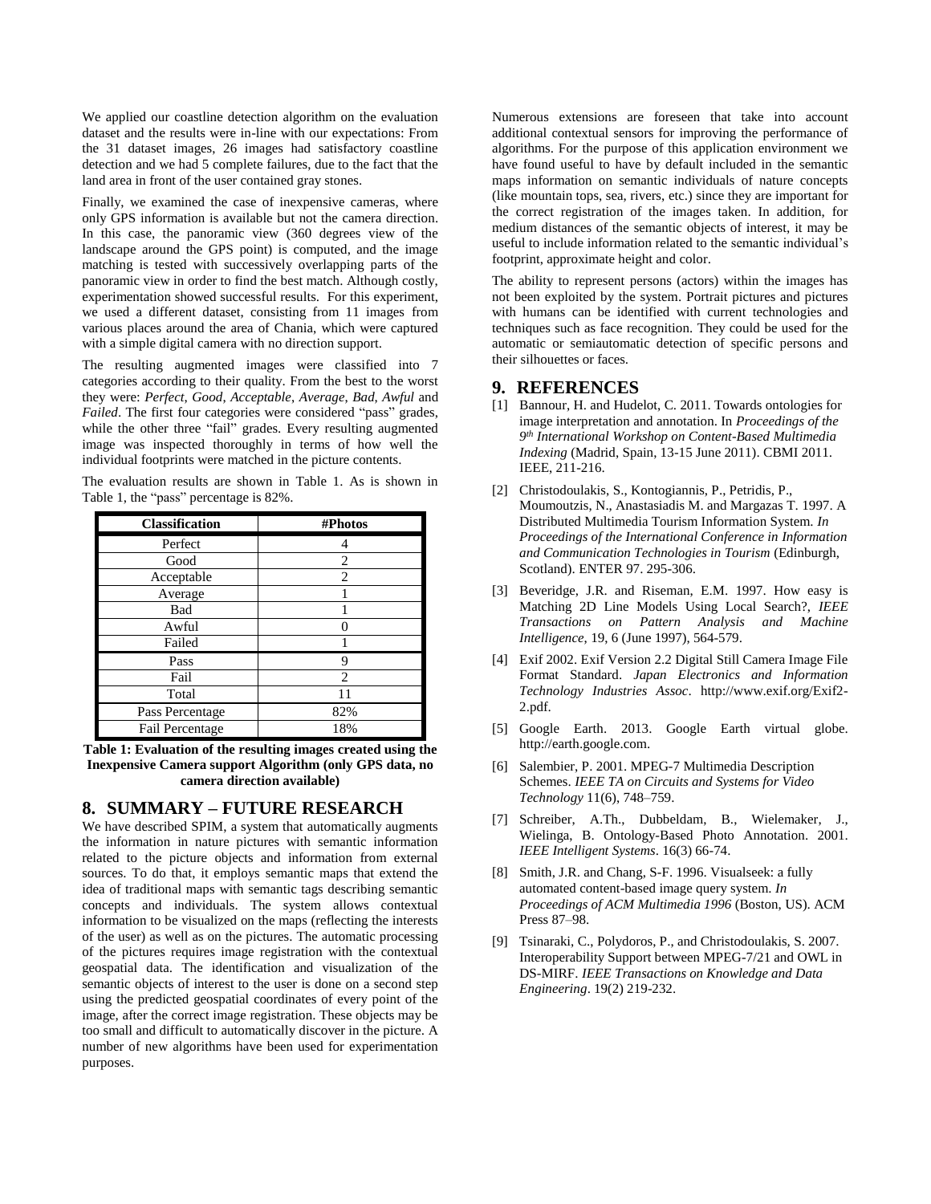We applied our coastline detection algorithm on the evaluation dataset and the results were in-line with our expectations: From the 31 dataset images, 26 images had satisfactory coastline detection and we had 5 complete failures, due to the fact that the land area in front of the user contained gray stones.

Finally, we examined the case of inexpensive cameras, where only GPS information is available but not the camera direction. In this case, the panoramic view (360 degrees view of the landscape around the GPS point) is computed, and the image matching is tested with successively overlapping parts of the panoramic view in order to find the best match. Although costly, experimentation showed successful results. For this experiment, we used a different dataset, consisting from 11 images from various places around the area of Chania, which were captured with a simple digital camera with no direction support.

The resulting augmented images were classified into 7 categories according to their quality. From the best to the worst they were: *Perfect, Good, Acceptable, Average, Bad, Awful* and *Failed*. The first four categories were considered "pass" grades, while the other three "fail" grades. Every resulting augmented image was inspected thoroughly in terms of how well the individual footprints were matched in the picture contents.

The evaluation results are shown in Table 1. As is shown in Table 1, the "pass" percentage is 82%.

| Classification | #Photos |
|---|---|
| Perfect | 4 |
| Good | 2 |
| Acceptable | 2 |
| Average | 1 |
| Bad | 1 |
| Awful | 0 |
| Failed | 1 |
| Pass | 9 |
| Fail | 2 |
| Total | 11 |
| Pass Percentage | 82% |
| Fail Percentage | 18% |

**Table 1: Evaluation of the resulting images created using the Inexpensive Camera support Algorithm (only GPS data, no camera direction available)**

## 8. SUMMARY – FUTURE RESEARCH

We have described SPIM, a system that automatically augments the information in nature pictures with semantic information related to the picture objects and information from external sources. To do that, it employs semantic maps that extend the idea of traditional maps with semantic tags describing semantic concepts and individuals. The system allows contextual information to be visualized on the maps (reflecting the interests of the user) as well as on the pictures. The automatic processing of the pictures requires image registration with the contextual geospatial data. The identification and visualization of the semantic objects of interest to the user is done on a second step using the predicted geospatial coordinates of every point of the image, after the correct image registration. These objects may be too small and difficult to automatically discover in the picture. A number of new algorithms have been used for experimentation purposes.

Numerous extensions are foreseen that take into account additional contextual sensors for improving the performance of algorithms. For the purpose of this application environment we have found useful to have by default included in the semantic maps information on semantic individuals of nature concepts (like mountain tops, sea, rivers, etc.) since they are important for the correct registration of the images taken. In addition, for medium distances of the semantic objects of interest, it may be useful to include information related to the semantic individual's footprint, approximate height and color.

The ability to represent persons (actors) within the images has not been exploited by the system. Portrait pictures and pictures with humans can be identified with current technologies and techniques such as face recognition. They could be used for the automatic or semiautomatic detection of specific persons and their silhouettes or faces.

## 9. REFERENCES

[1] Bannour, H. and Hudelot, C. 2011. Towards ontologies for image interpretation and annotation. In *Proceedings of the 9th International Workshop on Content-Based Multimedia Indexing* (Madrid, Spain, 13-15 June 2011). CBMI 2011. IEEE, 211-216.

[2] Christodoulakis, S., Kontogiannis, P., Petridis, P., Moumoutzis, N., Anastasiadis M. and Margazas T. 1997. A Distributed Multimedia Tourism Information System. *In Proceedings of the International Conference in Information and Communication Technologies in Tourism* (Edinburgh, Scotland). ENTER 97. 295-306.

[3] Beveridge, J.R. and Riseman, E.M. 1997. How easy is Matching 2D Line Models Using Local Search?, *IEEE Transactions on Pattern Analysis and Machine Intelligence*, 19, 6 (June 1997), 564-579.

[4] Exif 2002. Exif Version 2.2 Digital Still Camera Image File Format Standard. *Japan Electronics and Information Technology Industries Assoc*. http://www.exif.org/Exif2-2.pdf.

[5] Google Earth. 2013. Google Earth virtual globe. http://earth.google.com.

[6] Salembier, P. 2001. MPEG-7 Multimedia Description Schemes. *IEEE TA on Circuits and Systems for Video Technology* 11(6), 748–759.

[7] Schreiber, A.Th., Dubbeldam, B., Wielemaker, J., Wielinga, B. Ontology-Based Photo Annotation. 2001. *IEEE Intelligent Systems*. 16(3) 66-74.

[8] Smith, J.R. and Chang, S-F. 1996. Visualseek: a fully automated content-based image query system. *In Proceedings of ACM Multimedia 1996* (Boston, US). ACM Press 87–98.

[9] Tsinaraki, C., Polydoros, P., and Christodoulakis, S. 2007. Interoperability Support between MPEG-7/21 and OWL in DS-MIRF. *IEEE Transactions on Knowledge and Data Engineering*. 19(2) 219-232.